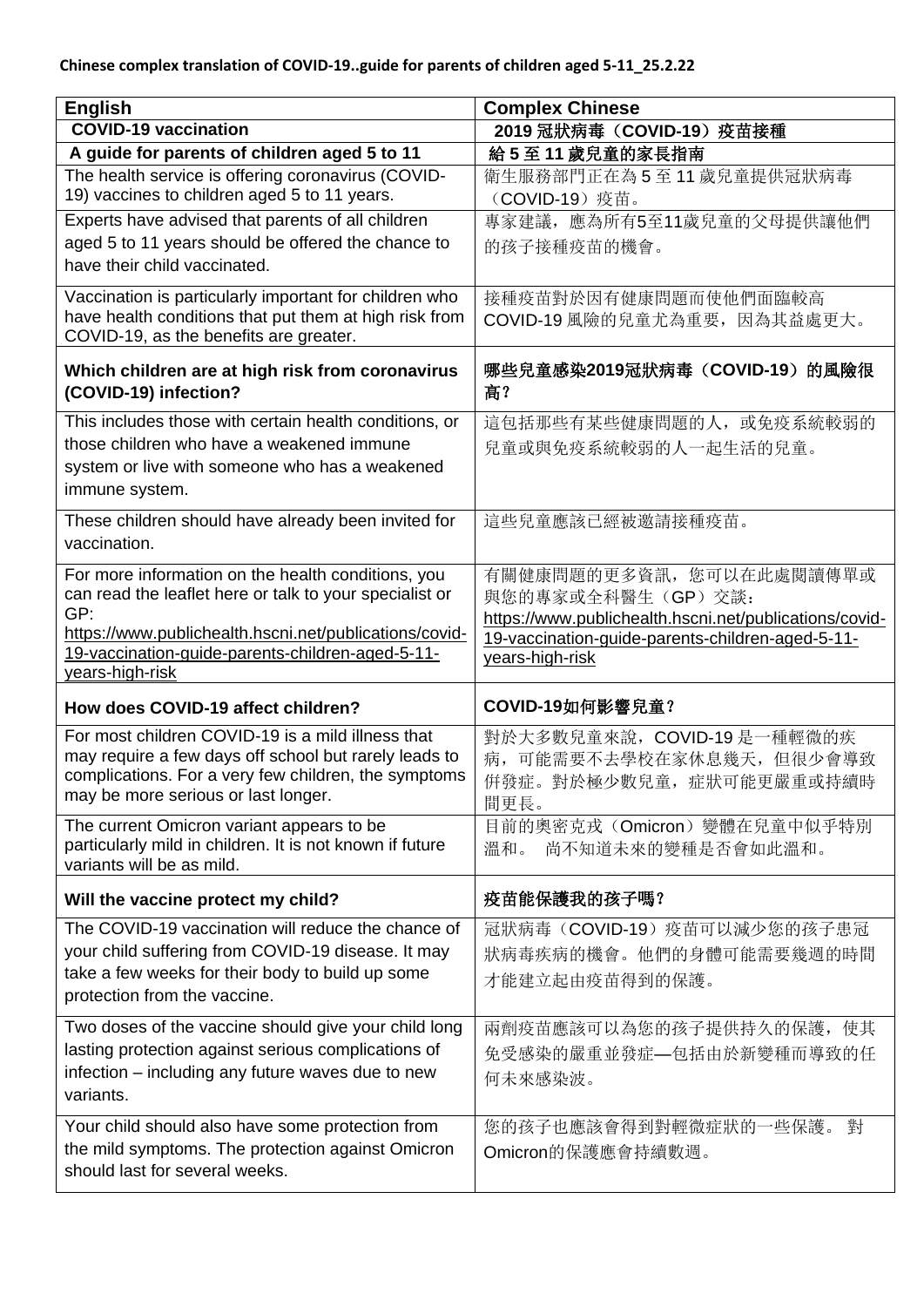**Chinese complex translation of COVID-19..guide for parents of children aged 5-11_25.2.22**

| English | Complex Chinese |
|---|---|
| **COVID-19 vaccination** | **2019 冠狀病毒（COVID-19）疫苗接種** |
| **A guide for parents of children aged 5 to 11** | **給 5 至 11 歲兒童的家長指南** |
| The health service is offering coronavirus (COVID-19) vaccines to children aged 5 to 11 years. | 衛生服務部門正在為 5 至 11 歲兒童提供冠狀病毒（COVID-19）疫苗。 |
| Experts have advised that parents of all children aged 5 to 11 years should be offered the chance to have their child vaccinated. | 專家建議，應為所有5至11歲兒童的父母提供讓他們的孩子接種疫苗的機會。 |
| Vaccination is particularly important for children who have health conditions that put them at high risk from COVID-19, as the benefits are greater. | 接種疫苗對於因有健康問題而使他們面臨較高 COVID-19 風險的兒童尤為重要，因為其益處更大。 |
| **Which children are at high risk from coronavirus (COVID-19) infection?** | **哪些兒童感染2019冠狀病毒（COVID-19）的風險很高？** |
| This includes those with certain health conditions, or those children who have a weakened immune system or live with someone who has a weakened immune system. | 這包括那些有某些健康問題的人，或免疫系統較弱的兒童或與免疫系統較弱的人一起生活的兒童。 |
| These children should have already been invited for vaccination. | 這些兒童應該已經被邀請接種疫苗。 |
| For more information on the health conditions, you can read the leaflet here or talk to your specialist or GP: https://www.publichealth.hscni.net/publications/covid-19-vaccination-guide-parents-children-aged-5-11-years-high-risk | 有關健康問題的更多資訊，您可以在此處閱讀傳單或與您的專家或全科醫生（GP）交談：https://www.publichealth.hscni.net/publications/covid-19-vaccination-guide-parents-children-aged-5-11-years-high-risk |
| **How does COVID-19 affect children?** | **COVID-19如何影響兒童？** |
| For most children COVID-19 is a mild illness that may require a few days off school but rarely leads to complications. For a very few children, the symptoms may be more serious or last longer. | 對於大多數兒童來說，COVID-19 是一種輕微的疾病，可能需要不去學校在家休息幾天，但很少會導致併發症。對於極少數兒童，症狀可能更嚴重或持續時間更長。 |
| The current Omicron variant appears to be particularly mild in children. It is not known if future variants will be as mild. | 目前的奧密克戎（Omicron）變體在兒童中似乎特別溫和。 尚不知道未來的變種是否會如此溫和。 |
| **Will the vaccine protect my child?** | **疫苗能保護我的孩子嗎？** |
| The COVID-19 vaccination will reduce the chance of your child suffering from COVID-19 disease. It may take a few weeks for their body to build up some protection from the vaccine. | 冠狀病毒（COVID-19）疫苗可以減少您的孩子患冠狀病毒疾病的機會。他們的身體可能需要幾週的時間才能建立起由疫苗得到的保護。 |
| Two doses of the vaccine should give your child long lasting protection against serious complications of infection – including any future waves due to new variants. | 兩劑疫苗應該可以為您的孩子提供持久的保護，使其免受感染的嚴重並發症—包括由於新變種而導致的任何未來感染波。 |
| Your child should also have some protection from the mild symptoms. The protection against Omicron should last for several weeks. | 您的孩子也應該會得到對輕微症狀的一些保護。 對Omicron的保護應會持續數週。 |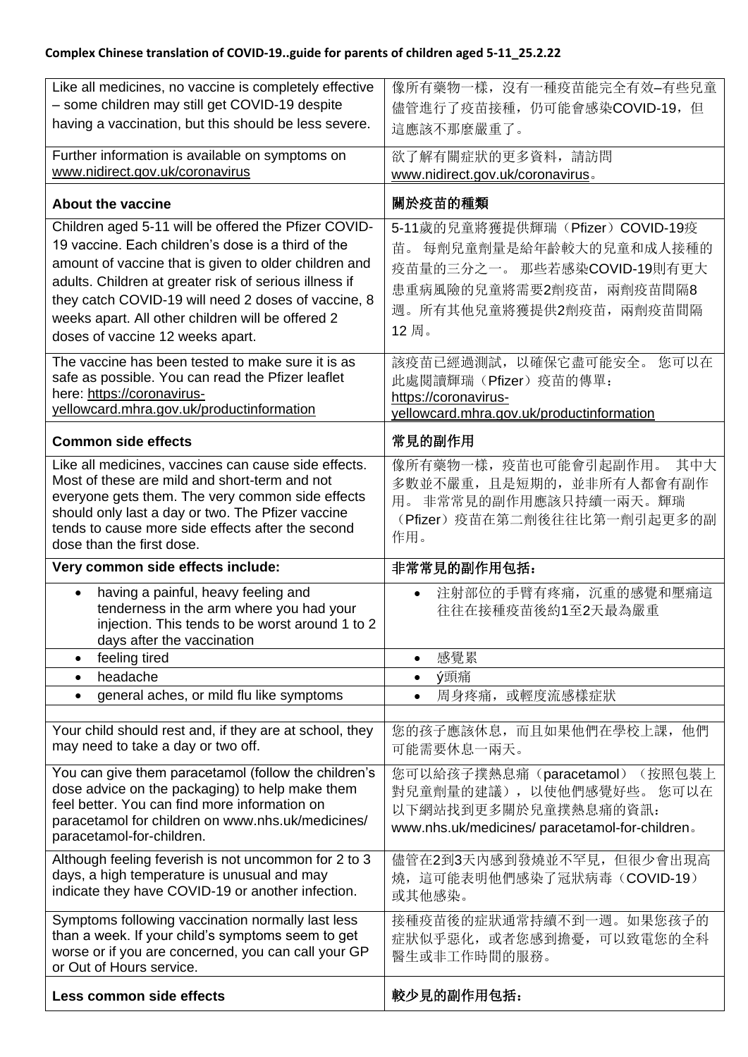| | |
|---|---|
| Like all medicines, no vaccine is completely effective – some children may still get COVID-19 despite having a vaccination, but this should be less severe. | 像所有藥物一樣，沒有一種疫苗能完全有效–有些兒童儘管進行了疫苗接種，仍可能會感染COVID-19，但這應該不那麼嚴重了。 |
| Further information is available on symptoms on www.nidirect.gov.uk/coronavirus | 欲了解有關症狀的更多資料，請訪問 www.nidirect.gov.uk/coronavirus。 |
| **About the vaccine** | **關於疫苗的種類** |
| Children aged 5-11 will be offered the Pfizer COVID-19 vaccine. Each children's dose is a third of the amount of vaccine that is given to older children and adults. Children at greater risk of serious illness if they catch COVID-19 will need 2 doses of vaccine, 8 weeks apart. All other children will be offered 2 doses of vaccine 12 weeks apart. | 5-11歲的兒童將獲提供輝瑞（Pfizer）COVID-19疫苗。 每劑兒童劑量是給年齡較大的兒童和成人接種的疫苗量的三分之一。 那些若感染COVID-19則有更大患重病風險的兒童將需要2劑疫苗，兩劑疫苗間隔8週。所有其他兒童將獲提供2劑疫苗，兩劑疫苗間隔 12 周。 |
| The vaccine has been tested to make sure it is as safe as possible. You can read the Pfizer leaflet here: https://coronavirus-yellowcard.mhra.gov.uk/productinformation | 該疫苗已經過測試，以確保它盡可能安全。 您可以在此處閱讀輝瑞（Pfizer）疫苗的傳單：https://coronavirus-yellowcard.mhra.gov.uk/productinformation |
| **Common side effects** | **常見的副作用** |
| Like all medicines, vaccines can cause side effects. Most of these are mild and short-term and not everyone gets them. The very common side effects should only last a day or two. The Pfizer vaccine tends to cause more side effects after the second dose than the first dose. | 像所有藥物一樣，疫苗也可能會引起副作用。 其中大多數並不嚴重，且是短期的，並非所有人都會有副作用。 非常常見的副作用應該只持續一兩天。輝瑞（Pfizer）疫苗在第二劑後往往比第一劑引起更多的副作用。 |
| **Very common side effects include:** | **非常常見的副作用包括：** |
| • having a painful, heavy feeling and tenderness in the arm where you had your injection. This tends to be worst around 1 to 2 days after the vaccination | • 注射部位的手臂有疼痛，沉重的感覺和壓痛這往往在接種疫苗後約1至2天最為嚴重 |
| • feeling tired | • 感覺累 |
| • headache | • ý頭痛 |
| • general aches, or mild flu like symptoms | • 周身疼痛，或輕度流感樣症狀 |
| | |
| Your child should rest and, if they are at school, they may need to take a day or two off. | 您的孩子應該休息，而且如果他們在學校上課，他們可能需要休息一兩天。 |
| You can give them paracetamol (follow the children's dose advice on the packaging) to help make them feel better. You can find more information on paracetamol for children on www.nhs.uk/medicines/ paracetamol-for-children. | 您可以給孩子撲熱息痛（paracetamol）（按照包裝上對兒童劑量的建議），以使他們感覺好些。 您可以在以下網站找到更多關於兒童撲熱息痛的資訊：www.nhs.uk/medicines/ paracetamol-for-children。 |
| Although feeling feverish is not uncommon for 2 to 3 days, a high temperature is unusual and may indicate they have COVID-19 or another infection. | 儘管在2到3天內感到發燒並不罕見，但很少會出現高燒，這可能表明他們感染了冠狀病毒（COVID-19）或其他感染。 |
| Symptoms following vaccination normally last less than a week. If your child's symptoms seem to get worse or if you are concerned, you can call your GP or Out of Hours service. | 接種疫苗後的症狀通常持續不到一週。如果您孩子的症狀似乎惡化，或者您感到擔憂，可以致電您的全科醫生或非工作時間的服務。 |
| **Less common side effects** | **較少見的副作用包括：** |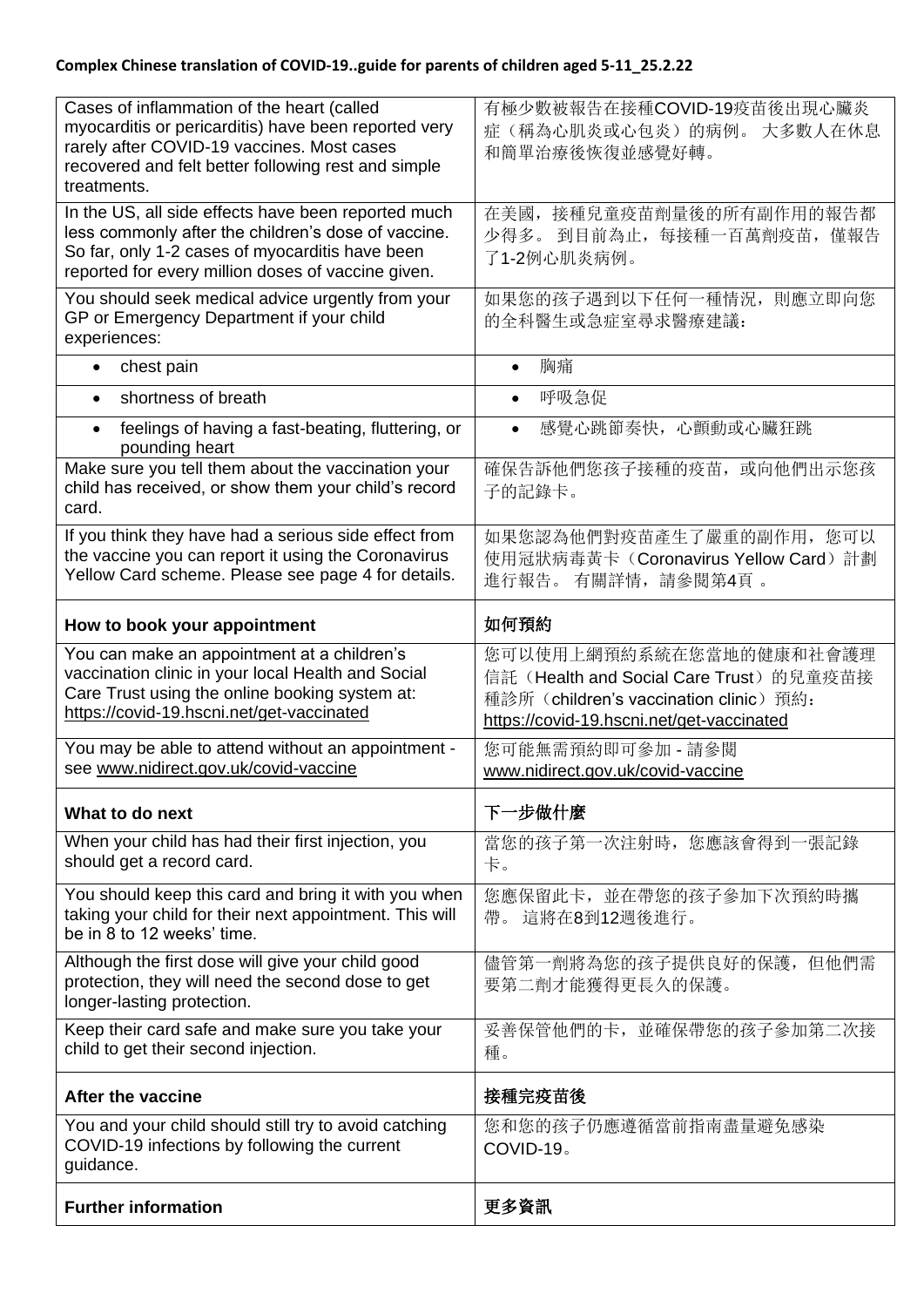**Complex Chinese translation of COVID-19..guide for parents of children aged 5-11_25.2.22**

| | |
|---|---|
| Cases of inflammation of the heart (called myocarditis or pericarditis) have been reported very rarely after COVID-19 vaccines. Most cases recovered and felt better following rest and simple treatments. | 有極少數被報告在接種COVID-19疫苗後出現心臟炎症（稱為心肌炎或心包炎）的病例。 大多數人在休息和簡單治療後恢復並感覺好轉。 |
| In the US, all side effects have been reported much less commonly after the children's dose of vaccine. So far, only 1-2 cases of myocarditis have been reported for every million doses of vaccine given. | 在美國，接種兒童疫苗劑量後的所有副作用的報告都少得多。 到目前為止，每接種一百萬劑疫苗，僅報告了1-2例心肌炎病例。 |
| You should seek medical advice urgently from your GP or Emergency Department if your child experiences: | 如果您的孩子遇到以下任何一種情況，則應立即向您的全科醫生或急症室尋求醫療建議： |
| • chest pain | • 胸痛 |
| • shortness of breath | • 呼吸急促 |
| • feelings of having a fast-beating, fluttering, or pounding heart | • 感覺心跳節奏快，心顫動或心臟狂跳 |
| Make sure you tell them about the vaccination your child has received, or show them your child's record card. | 確保告訴他們您孩子接種的疫苗，或向他們出示您孩子的記錄卡。 |
| If you think they have had a serious side effect from the vaccine you can report it using the Coronavirus Yellow Card scheme. Please see page 4 for details. | 如果您認為他們對疫苗產生了嚴重的副作用，您可以使用冠狀病毒黃卡（Coronavirus Yellow Card）計劃進行報告。 有關詳情，請參閱第4頁 。 |
| **How to book your appointment** | **如何預約** |
| You can make an appointment at a children's vaccination clinic in your local Health and Social Care Trust using the online booking system at: https://covid-19.hscni.net/get-vaccinated | 您可以使用上網預約系統在您當地的健康和社會護理信託（Health and Social Care Trust）的兒童疫苗接種診所（children's vaccination clinic）預約：https://covid-19.hscni.net/get-vaccinated |
| You may be able to attend without an appointment - see www.nidirect.gov.uk/covid-vaccine | 您可能無需預約即可參加 - 請參閱 www.nidirect.gov.uk/covid-vaccine |
| **What to do next** | **下一步做什麼** |
| When your child has had their first injection, you should get a record card. | 當您的孩子第一次注射時，您應該會得到一張記錄卡。 |
| You should keep this card and bring it with you when taking your child for their next appointment. This will be in 8 to 12 weeks' time. | 您應保留此卡，並在帶您的孩子參加下次預約時攜帶。 這將在8到12週後進行。 |
| Although the first dose will give your child good protection, they will need the second dose to get longer-lasting protection. | 儘管第一劑將為您的孩子提供良好的保護，但他們需要第二劑才能獲得更長久的保護。 |
| Keep their card safe and make sure you take your child to get their second injection. | 妥善保管他們的卡，並確保帶您的孩子參加第二次接種。 |
| **After the vaccine** | **接種完疫苗後** |
| You and your child should still try to avoid catching COVID-19 infections by following the current guidance. | 您和您的孩子仍應遵循當前指南盡量避免感染COVID-19。 |
| **Further information** | **更多資訊** |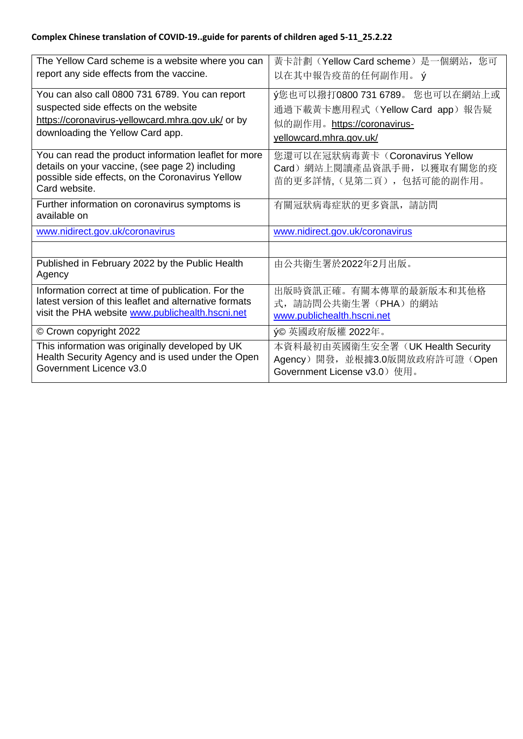**Complex Chinese translation of COVID-19..guide for parents of children aged 5-11_25.2.22**

| | |
|---|---|
| The Yellow Card scheme is a website where you can report any side effects from the vaccine. | 黃卡計劃（Yellow Card scheme）是一個網站，您可以在其中報告疫苗的任何副作用。 ý |
| You can also call 0800 731 6789. You can report suspected side effects on the website https://coronavirus-yellowcard.mhra.gov.uk/ or by downloading the Yellow Card app. | ý您也可以撥打0800 731 6789。 您也可以在網站上或通過下載黃卡應用程式（Yellow Card app）報告疑似的副作用。https://coronavirus-yellowcard.mhra.gov.uk/ |
| You can read the product information leaflet for more details on your vaccine, (see page 2) including possible side effects, on the Coronavirus Yellow Card website. | 您還可以在冠狀病毒黃卡（Coronavirus Yellow Card）網站上閱讀產品資訊手冊，以獲取有關您的疫苗的更多詳情,（見第二頁），包括可能的副作用。 |
| Further information on coronavirus symptoms is available on | 有關冠狀病毒症狀的更多資訊，請訪問 |
| www.nidirect.gov.uk/coronavirus | www.nidirect.gov.uk/coronavirus |
| | |
| Published in February 2022 by the Public Health Agency | 由公共衛生署於2022年2月出版。 |
| Information correct at time of publication. For the latest version of this leaflet and alternative formats visit the PHA website www.publichealth.hscni.net | 出版時資訊正確。有關本傳單的最新版本和其他格式，請訪問公共衛生署（PHA）的網站 www.publichealth.hscni.net |
| © Crown copyright 2022 | ý© 英國政府版權 2022年。 |
| This information was originally developed by UK Health Security Agency and is used under the Open Government Licence v3.0 | 本資料最初由英國衛生安全署（UK Health Security Agency）開發，並根據3.0版開放政府許可證（Open Government License v3.0）使用。 |